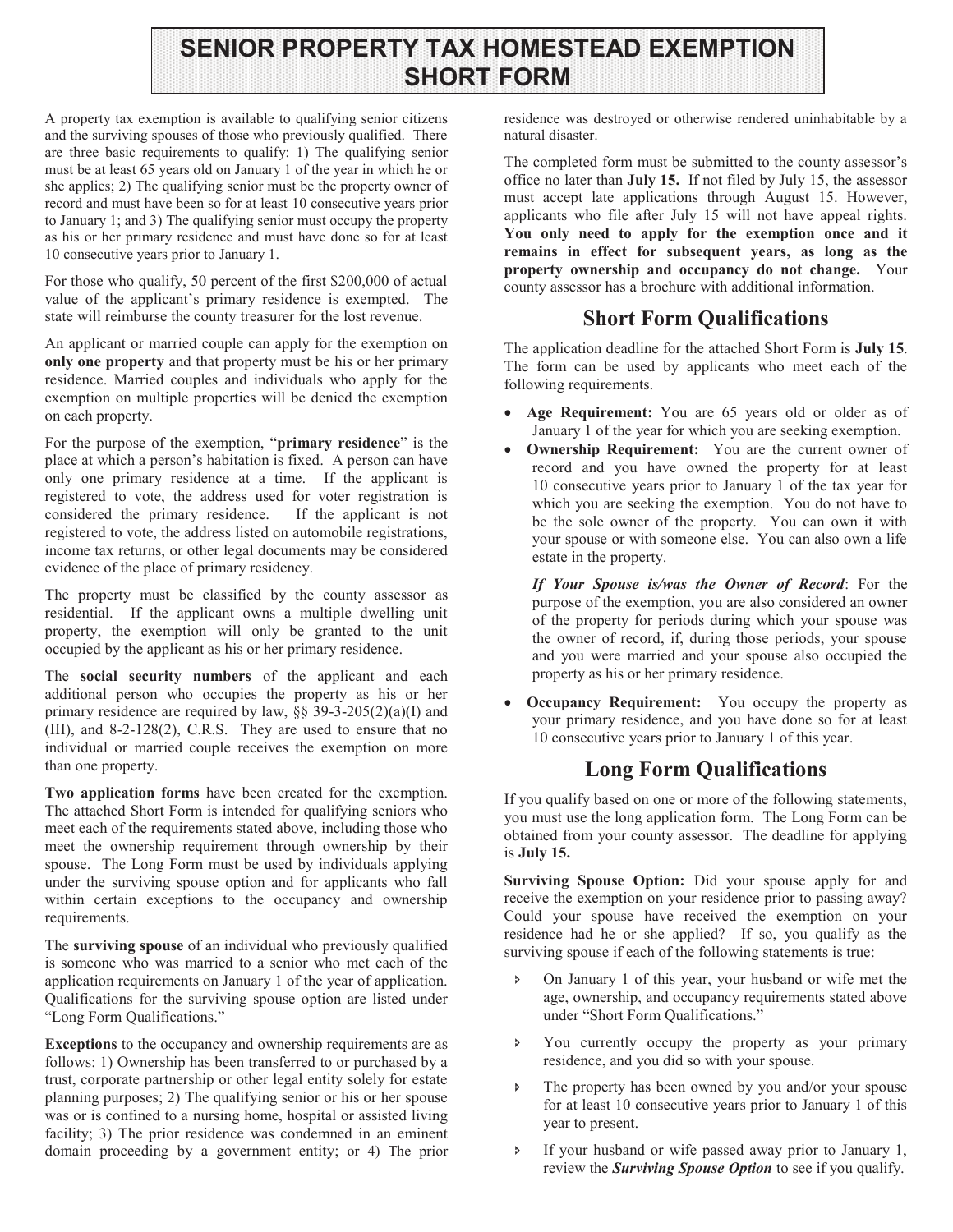# SENIOR PROPERTY TAX HOMESTEAD EXEMPTION SHORT FORM

A property tax exemption is available to qualifying senior citizens and the surviving spouses of those who previously qualified. There are three basic requirements to qualify: 1) The qualifying senior must be at least 65 years old on January 1 of the year in which he or she applies; 2) The qualifying senior must be the property owner of record and must have been so for at least 10 consecutive years prior to January 1; and 3) The qualifying senior must occupy the property as his or her primary residence and must have done so for at least 10 consecutive years prior to January 1.

For those who qualify, 50 percent of the first $200,000 of actual value of the applicant's primary residence is exempted. The state will reimburse the county treasurer for the lost revenue.

An applicant or married couple can apply for the exemption on **only one property** and that property must be his or her primary residence. Married couples and individuals who apply for the exemption on multiple properties will be denied the exemption on each property.

For the purpose of the exemption, "**primary residence**" is the place at which a person's habitation is fixed. A person can have only one primary residence at a time. If the applicant is registered to vote, the address used for voter registration is considered the primary residence. If the applicant is not registered to vote, the address listed on automobile registrations, income tax returns, or other legal documents may be considered evidence of the place of primary residency.

The property must be classified by the county assessor as residential. If the applicant owns a multiple dwelling unit property, the exemption will only be granted to the unit occupied by the applicant as his or her primary residence.

The **social security numbers** of the applicant and each additional person who occupies the property as his or her primary residence are required by law, §§ 39-3-205(2)(a)(I) and (III), and 8-2-128(2), C.R.S. They are used to ensure that no individual or married couple receives the exemption on more than one property.

**Two application forms** have been created for the exemption. The attached Short Form is intended for qualifying seniors who meet each of the requirements stated above, including those who meet the ownership requirement through ownership by their spouse. The Long Form must be used by individuals applying under the surviving spouse option and for applicants who fall within certain exceptions to the occupancy and ownership requirements.

The **surviving spouse** of an individual who previously qualified is someone who was married to a senior who met each of the application requirements on January 1 of the year of application. Qualifications for the surviving spouse option are listed under "Long Form Qualifications."

**Exceptions** to the occupancy and ownership requirements are as follows: 1) Ownership has been transferred to or purchased by a trust, corporate partnership or other legal entity solely for estate planning purposes; 2) The qualifying senior or his or her spouse was or is confined to a nursing home, hospital or assisted living facility; 3) The prior residence was condemned in an eminent domain proceeding by a government entity; or 4) The prior residence was destroyed or otherwise rendered uninhabitable by a natural disaster.

The completed form must be submitted to the county assessor's office no later than **July 15.** If not filed by July 15, the assessor must accept late applications through August 15. However, applicants who file after July 15 will not have appeal rights. **You only need to apply for the exemption once and it remains in effect for subsequent years, as long as the property ownership and occupancy do not change.** Your county assessor has a brochure with additional information.

## Short Form Qualifications

The application deadline for the attached Short Form is **July 15**. The form can be used by applicants who meet each of the following requirements.

- **Age Requirement:** You are 65 years old or older as of January 1 of the year for which you are seeking exemption.
- **Ownership Requirement:** You are the current owner of record and you have owned the property for at least 10 consecutive years prior to January 1 of the tax year for which you are seeking the exemption. You do not have to be the sole owner of the property. You can own it with your spouse or with someone else. You can also own a life estate in the property.

  ***If Your Spouse is/was the Owner of Record***: For the purpose of the exemption, you are also considered an owner of the property for periods during which your spouse was the owner of record, if, during those periods, your spouse and you were married and your spouse also occupied the property as his or her primary residence.

- **Occupancy Requirement:** You occupy the property as your primary residence, and you have done so for at least 10 consecutive years prior to January 1 of this year.

## Long Form Qualifications

If you qualify based on one or more of the following statements, you must use the long application form. The Long Form can be obtained from your county assessor. The deadline for applying is **July 15.**

**Surviving Spouse Option:** Did your spouse apply for and receive the exemption on your residence prior to passing away? Could your spouse have received the exemption on your residence had he or she applied? If so, you qualify as the surviving spouse if each of the following statements is true:

- On January 1 of this year, your husband or wife met the age, ownership, and occupancy requirements stated above under "Short Form Qualifications."
- You currently occupy the property as your primary residence, and you did so with your spouse.
- The property has been owned by you and/or your spouse for at least 10 consecutive years prior to January 1 of this year to present.
- If your husband or wife passed away prior to January 1, review the ***Surviving Spouse Option*** to see if you qualify.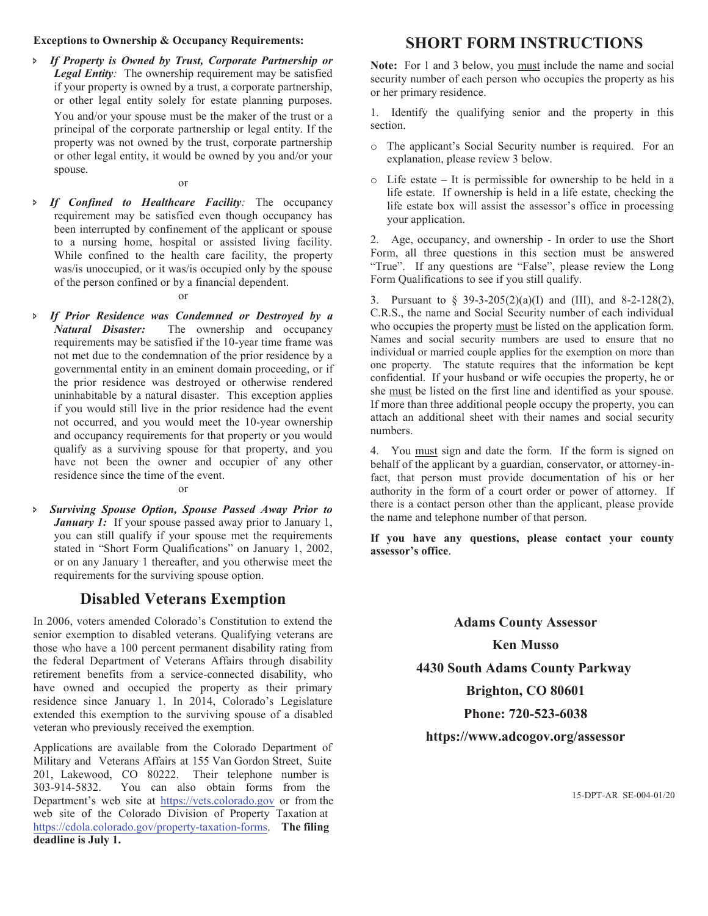**Exceptions to Ownership & Occupancy Requirements:**

- ***If Property is Owned by Trust, Corporate Partnership or Legal Entity:*** The ownership requirement may be satisfied if your property is owned by a trust, a corporate partnership, or other legal entity solely for estate planning purposes. You and/or your spouse must be the maker of the trust or a principal of the corporate partnership or legal entity. If the property was not owned by the trust, corporate partnership or other legal entity, it would be owned by you and/or your spouse.

or

- ***If Confined to Healthcare Facility:*** The occupancy requirement may be satisfied even though occupancy has been interrupted by confinement of the applicant or spouse to a nursing home, hospital or assisted living facility. While confined to the health care facility, the property was/is unoccupied, or it was/is occupied only by the spouse of the person confined or by a financial dependent.

or

- ***If Prior Residence was Condemned or Destroyed by a Natural Disaster:*** The ownership and occupancy requirements may be satisfied if the 10-year time frame was not met due to the condemnation of the prior residence by a governmental entity in an eminent domain proceeding, or if the prior residence was destroyed or otherwise rendered uninhabitable by a natural disaster. This exception applies if you would still live in the prior residence had the event not occurred, and you would meet the 10-year ownership and occupancy requirements for that property or you would qualify as a surviving spouse for that property, and you have not been the owner and occupier of any other residence since the time of the event.

or

- ***Surviving Spouse Option, Spouse Passed Away Prior to January 1:*** If your spouse passed away prior to January 1, you can still qualify if your spouse met the requirements stated in "Short Form Qualifications" on January 1, 2002, or on any January 1 thereafter, and you otherwise meet the requirements for the surviving spouse option.

## Disabled Veterans Exemption

In 2006, voters amended Colorado's Constitution to extend the senior exemption to disabled veterans. Qualifying veterans are those who have a 100 percent permanent disability rating from the federal Department of Veterans Affairs through disability retirement benefits from a service-connected disability, who have owned and occupied the property as their primary residence since January 1. In 2014, Colorado's Legislature extended this exemption to the surviving spouse of a disabled veteran who previously received the exemption.

Applications are available from the Colorado Department of Military and Veterans Affairs at 155 Van Gordon Street, Suite 201, Lakewood, CO 80222. Their telephone number is 303-914-5832. You can also obtain forms from the Department's web site at https://vets.colorado.gov or from the web site of the Colorado Division of Property Taxation at https://cdola.colorado.gov/property-taxation-forms. **The filing deadline is July 1.**

## SHORT FORM INSTRUCTIONS

**Note:** For 1 and 3 below, you must include the name and social security number of each person who occupies the property as his or her primary residence.

1. Identify the qualifying senior and the property in this section.

   - The applicant's Social Security number is required. For an explanation, please review 3 below.
   - Life estate – It is permissible for ownership to be held in a life estate. If ownership is held in a life estate, checking the life estate box will assist the assessor's office in processing your application.

2. Age, occupancy, and ownership - In order to use the Short Form, all three questions in this section must be answered "True". If any questions are "False", please review the Long Form Qualifications to see if you still qualify.

3. Pursuant to § 39-3-205(2)(a)(I) and (III), and 8-2-128(2), C.R.S., the name and Social Security number of each individual who occupies the property must be listed on the application form. Names and social security numbers are used to ensure that no individual or married couple applies for the exemption on more than one property. The statute requires that the information be kept confidential. If your husband or wife occupies the property, he or she must be listed on the first line and identified as your spouse. If more than three additional people occupy the property, you can attach an additional sheet with their names and social security numbers.

4. You must sign and date the form. If the form is signed on behalf of the applicant by a guardian, conservator, or attorney-in-fact, that person must provide documentation of his or her authority in the form of a court order or power of attorney. If there is a contact person other than the applicant, please provide the name and telephone number of that person.

**If you have any questions, please contact your county assessor's office**.

**Adams County Assessor**

**Ken Musso**

**4430 South Adams County Parkway**

**Brighton, CO 80601**

**Phone: 720-523-6038**

**https://www.adcogov.org/assessor**

15-DPT-AR SE-004-01/20